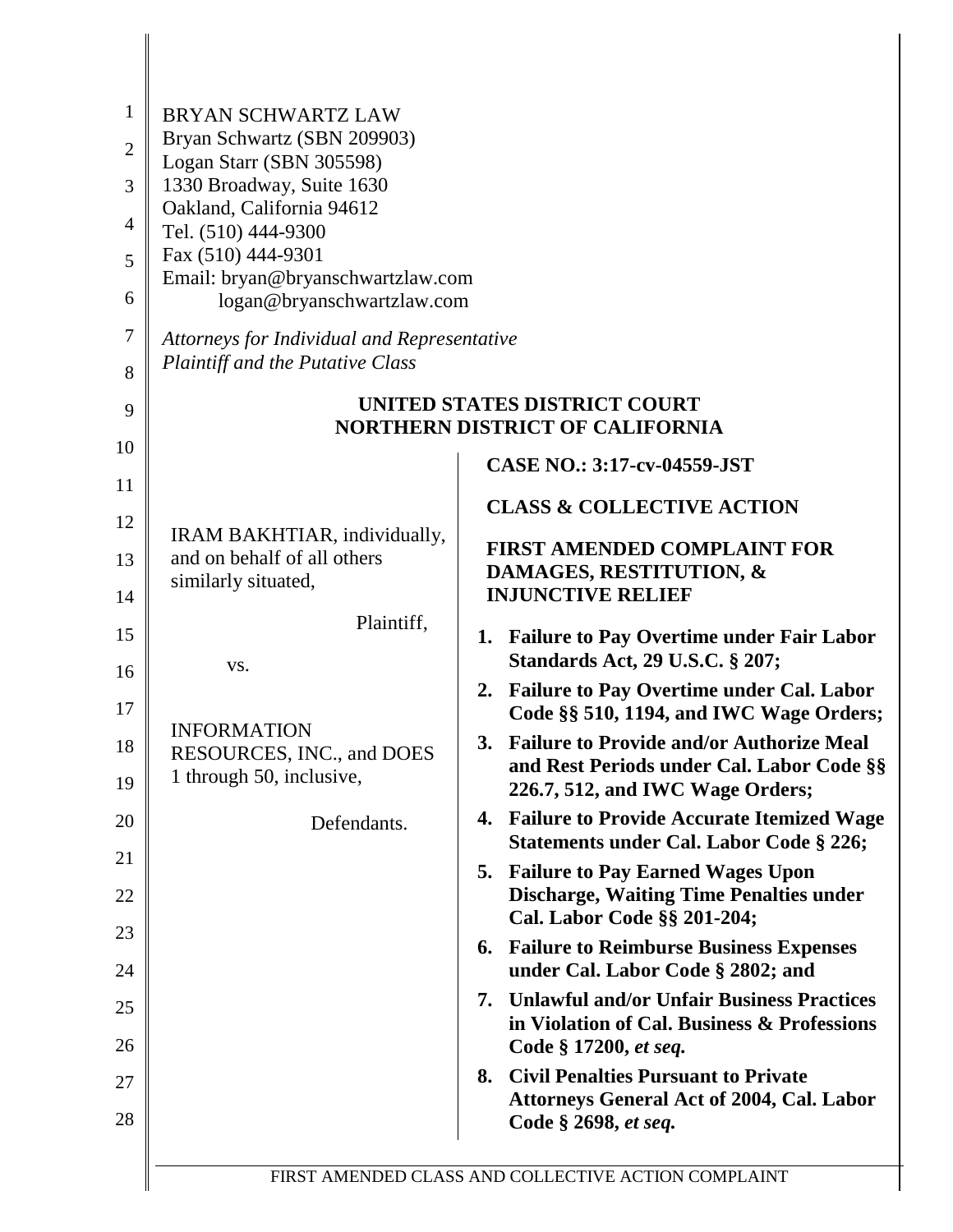BRYAN SCHWARTZ LAW
Bryan Schwartz (SBN 209903)
Logan Starr (SBN 305598)
1330 Broadway, Suite 1630
Oakland, California 94612
Tel. (510) 444-9300
Fax (510) 444-9301
Email: bryan@bryanschwartzlaw.com
logan@bryanschwartzlaw.com

*Attorneys for Individual and Representative Plaintiff and the Putative Class*

**UNITED STATES DISTRICT COURT**
**NORTHERN DISTRICT OF CALIFORNIA**

IRAM BAKHTIAR, individually, and on behalf of all others similarly situated,

Plaintiff,

vs.

INFORMATION RESOURCES, INC., and DOES 1 through 50, inclusive,

Defendants.

**CASE NO.: 3:17-cv-04559-JST**

**CLASS & COLLECTIVE ACTION**

**FIRST AMENDED COMPLAINT FOR DAMAGES, RESTITUTION, & INJUNCTIVE RELIEF**

1. **Failure to Pay Overtime under Fair Labor Standards Act, 29 U.S.C. § 207;**
2. **Failure to Pay Overtime under Cal. Labor Code §§ 510, 1194, and IWC Wage Orders;**
3. **Failure to Provide and/or Authorize Meal and Rest Periods under Cal. Labor Code §§ 226.7, 512, and IWC Wage Orders;**
4. **Failure to Provide Accurate Itemized Wage Statements under Cal. Labor Code § 226;**
5. **Failure to Pay Earned Wages Upon Discharge, Waiting Time Penalties under Cal. Labor Code §§ 201-204;**
6. **Failure to Reimburse Business Expenses under Cal. Labor Code § 2802; and**
7. **Unlawful and/or Unfair Business Practices in Violation of Cal. Business & Professions Code § 17200, *et seq.***
8. **Civil Penalties Pursuant to Private Attorneys General Act of 2004, Cal. Labor Code § 2698, *et seq.***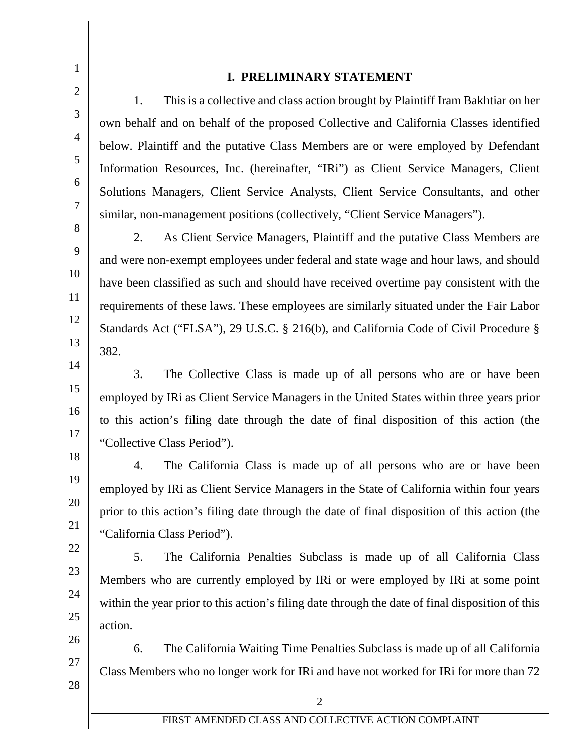## I. PRELIMINARY STATEMENT

1. This is a collective and class action brought by Plaintiff Iram Bakhtiar on her own behalf and on behalf of the proposed Collective and California Classes identified below. Plaintiff and the putative Class Members are or were employed by Defendant Information Resources, Inc. (hereinafter, "IRi") as Client Service Managers, Client Solutions Managers, Client Service Analysts, Client Service Consultants, and other similar, non-management positions (collectively, "Client Service Managers").

2. As Client Service Managers, Plaintiff and the putative Class Members are and were non-exempt employees under federal and state wage and hour laws, and should have been classified as such and should have received overtime pay consistent with the requirements of these laws. These employees are similarly situated under the Fair Labor Standards Act ("FLSA"), 29 U.S.C. § 216(b), and California Code of Civil Procedure § 382.

3. The Collective Class is made up of all persons who are or have been employed by IRi as Client Service Managers in the United States within three years prior to this action's filing date through the date of final disposition of this action (the "Collective Class Period").

4. The California Class is made up of all persons who are or have been employed by IRi as Client Service Managers in the State of California within four years prior to this action's filing date through the date of final disposition of this action (the "California Class Period").

5. The California Penalties Subclass is made up of all California Class Members who are currently employed by IRi or were employed by IRi at some point within the year prior to this action's filing date through the date of final disposition of this action.

6. The California Waiting Time Penalties Subclass is made up of all California Class Members who no longer work for IRi and have not worked for IRi for more than 72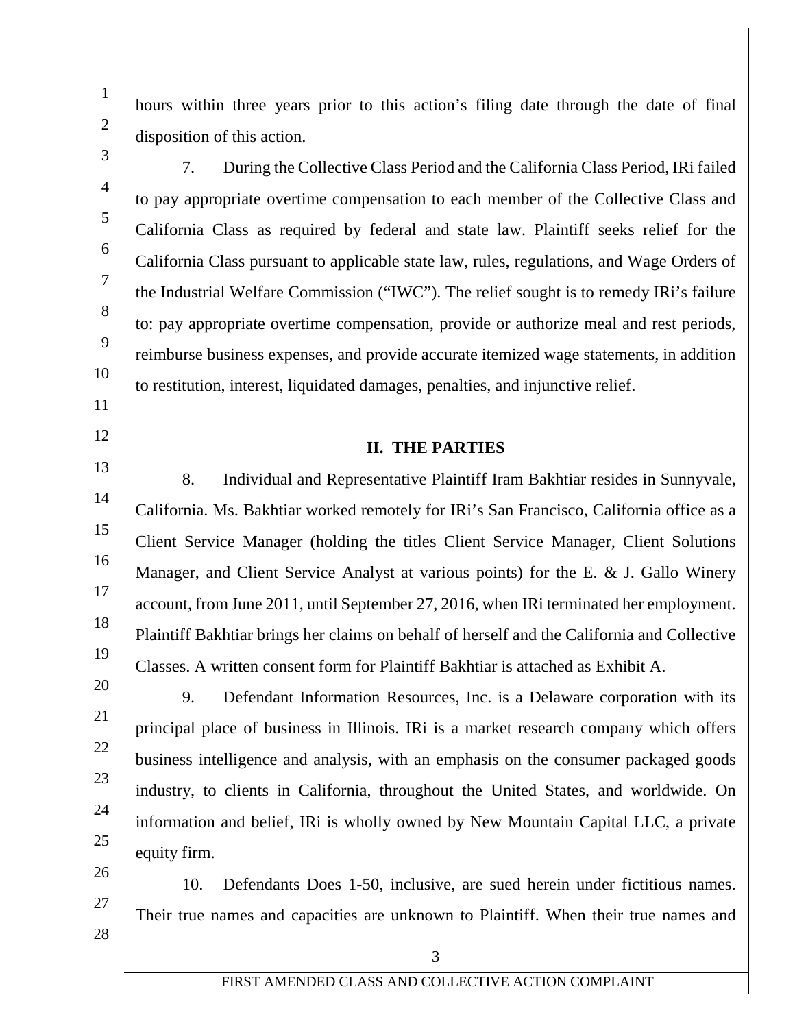hours within three years prior to this action's filing date through the date of final disposition of this action.

7. During the Collective Class Period and the California Class Period, IRi failed to pay appropriate overtime compensation to each member of the Collective Class and California Class as required by federal and state law. Plaintiff seeks relief for the California Class pursuant to applicable state law, rules, regulations, and Wage Orders of the Industrial Welfare Commission ("IWC"). The relief sought is to remedy IRi's failure to: pay appropriate overtime compensation, provide or authorize meal and rest periods, reimburse business expenses, and provide accurate itemized wage statements, in addition to restitution, interest, liquidated damages, penalties, and injunctive relief.

## II. THE PARTIES

8. Individual and Representative Plaintiff Iram Bakhtiar resides in Sunnyvale, California. Ms. Bakhtiar worked remotely for IRi's San Francisco, California office as a Client Service Manager (holding the titles Client Service Manager, Client Solutions Manager, and Client Service Analyst at various points) for the E. & J. Gallo Winery account, from June 2011, until September 27, 2016, when IRi terminated her employment. Plaintiff Bakhtiar brings her claims on behalf of herself and the California and Collective Classes. A written consent form for Plaintiff Bakhtiar is attached as Exhibit A.

9. Defendant Information Resources, Inc. is a Delaware corporation with its principal place of business in Illinois. IRi is a market research company which offers business intelligence and analysis, with an emphasis on the consumer packaged goods industry, to clients in California, throughout the United States, and worldwide. On information and belief, IRi is wholly owned by New Mountain Capital LLC, a private equity firm.

10. Defendants Does 1-50, inclusive, are sued herein under fictitious names. Their true names and capacities are unknown to Plaintiff. When their true names and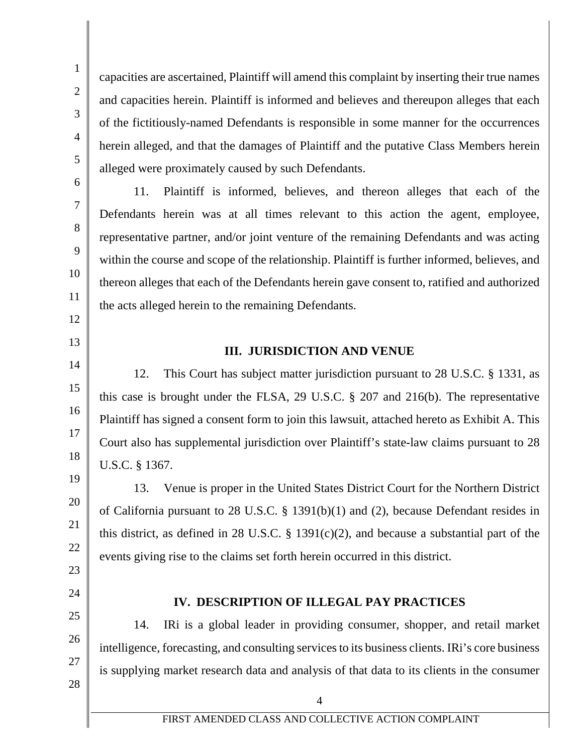capacities are ascertained, Plaintiff will amend this complaint by inserting their true names and capacities herein. Plaintiff is informed and believes and thereupon alleges that each of the fictitiously-named Defendants is responsible in some manner for the occurrences herein alleged, and that the damages of Plaintiff and the putative Class Members herein alleged were proximately caused by such Defendants.

11. Plaintiff is informed, believes, and thereon alleges that each of the Defendants herein was at all times relevant to this action the agent, employee, representative partner, and/or joint venture of the remaining Defendants and was acting within the course and scope of the relationship. Plaintiff is further informed, believes, and thereon alleges that each of the Defendants herein gave consent to, ratified and authorized the acts alleged herein to the remaining Defendants.

## III. JURISDICTION AND VENUE

12. This Court has subject matter jurisdiction pursuant to 28 U.S.C. § 1331, as this case is brought under the FLSA, 29 U.S.C. § 207 and 216(b). The representative Plaintiff has signed a consent form to join this lawsuit, attached hereto as Exhibit A. This Court also has supplemental jurisdiction over Plaintiff's state-law claims pursuant to 28 U.S.C. § 1367.

13. Venue is proper in the United States District Court for the Northern District of California pursuant to 28 U.S.C. § 1391(b)(1) and (2), because Defendant resides in this district, as defined in 28 U.S.C. § 1391(c)(2), and because a substantial part of the events giving rise to the claims set forth herein occurred in this district.

## IV. DESCRIPTION OF ILLEGAL PAY PRACTICES

14. IRi is a global leader in providing consumer, shopper, and retail market intelligence, forecasting, and consulting services to its business clients. IRi's core business is supplying market research data and analysis of that data to its clients in the consumer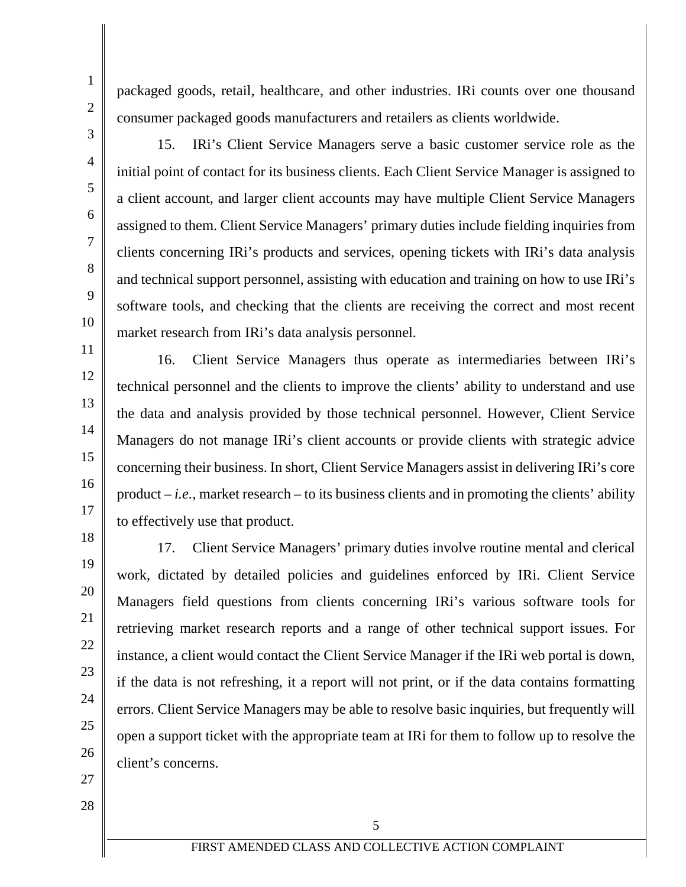packaged goods, retail, healthcare, and other industries. IRi counts over one thousand consumer packaged goods manufacturers and retailers as clients worldwide.

15. IRi's Client Service Managers serve a basic customer service role as the initial point of contact for its business clients. Each Client Service Manager is assigned to a client account, and larger client accounts may have multiple Client Service Managers assigned to them. Client Service Managers' primary duties include fielding inquiries from clients concerning IRi's products and services, opening tickets with IRi's data analysis and technical support personnel, assisting with education and training on how to use IRi's software tools, and checking that the clients are receiving the correct and most recent market research from IRi's data analysis personnel.

16. Client Service Managers thus operate as intermediaries between IRi's technical personnel and the clients to improve the clients' ability to understand and use the data and analysis provided by those technical personnel. However, Client Service Managers do not manage IRi's client accounts or provide clients with strategic advice concerning their business. In short, Client Service Managers assist in delivering IRi's core product – *i.e.*, market research – to its business clients and in promoting the clients' ability to effectively use that product.

17. Client Service Managers' primary duties involve routine mental and clerical work, dictated by detailed policies and guidelines enforced by IRi. Client Service Managers field questions from clients concerning IRi's various software tools for retrieving market research reports and a range of other technical support issues. For instance, a client would contact the Client Service Manager if the IRi web portal is down, if the data is not refreshing, it a report will not print, or if the data contains formatting errors. Client Service Managers may be able to resolve basic inquiries, but frequently will open a support ticket with the appropriate team at IRi for them to follow up to resolve the client's concerns.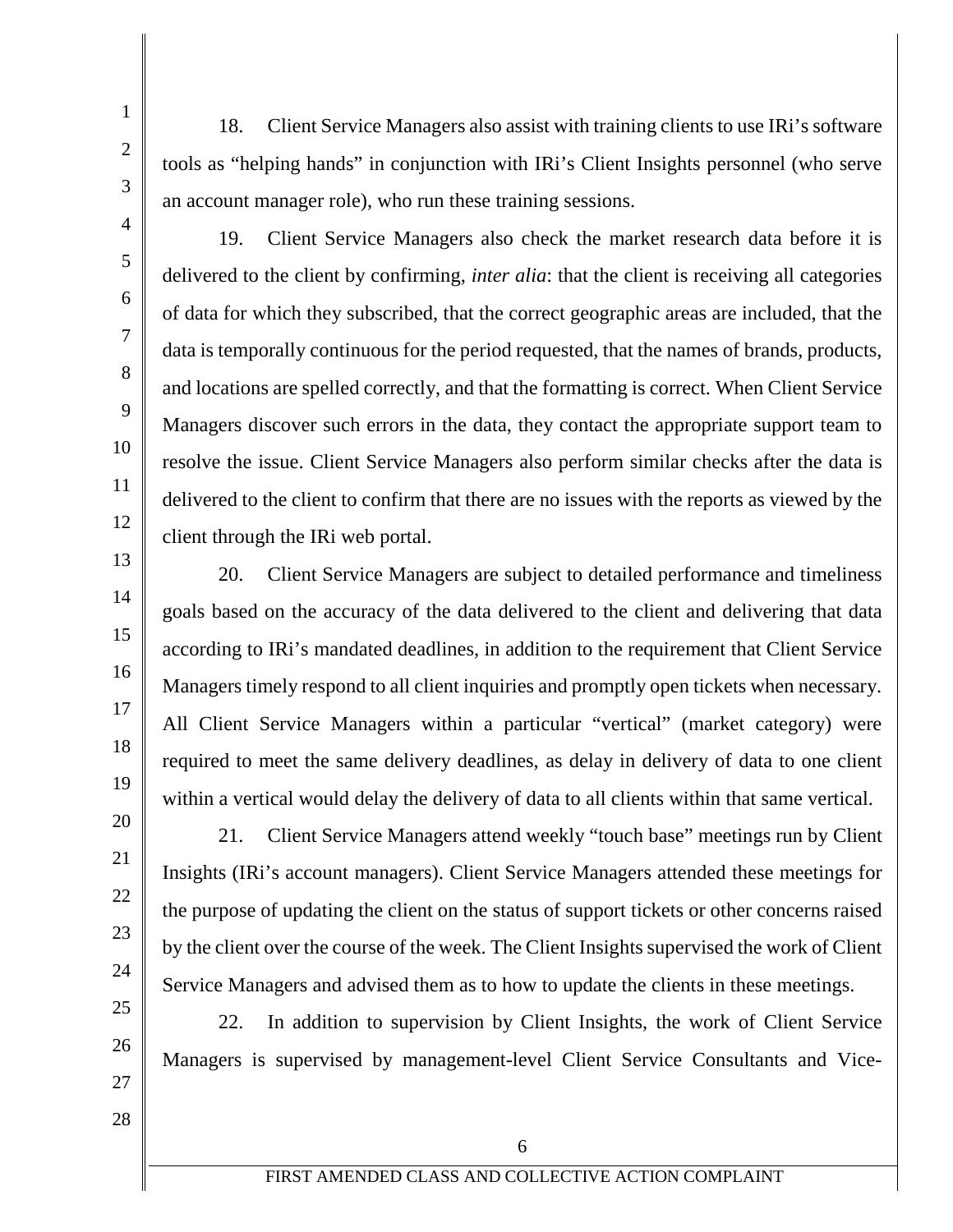18. Client Service Managers also assist with training clients to use IRi's software tools as "helping hands" in conjunction with IRi's Client Insights personnel (who serve an account manager role), who run these training sessions.

19. Client Service Managers also check the market research data before it is delivered to the client by confirming, *inter alia*: that the client is receiving all categories of data for which they subscribed, that the correct geographic areas are included, that the data is temporally continuous for the period requested, that the names of brands, products, and locations are spelled correctly, and that the formatting is correct. When Client Service Managers discover such errors in the data, they contact the appropriate support team to resolve the issue. Client Service Managers also perform similar checks after the data is delivered to the client to confirm that there are no issues with the reports as viewed by the client through the IRi web portal.

20. Client Service Managers are subject to detailed performance and timeliness goals based on the accuracy of the data delivered to the client and delivering that data according to IRi's mandated deadlines, in addition to the requirement that Client Service Managers timely respond to all client inquiries and promptly open tickets when necessary. All Client Service Managers within a particular "vertical" (market category) were required to meet the same delivery deadlines, as delay in delivery of data to one client within a vertical would delay the delivery of data to all clients within that same vertical.

21. Client Service Managers attend weekly "touch base" meetings run by Client Insights (IRi's account managers). Client Service Managers attended these meetings for the purpose of updating the client on the status of support tickets or other concerns raised by the client over the course of the week. The Client Insights supervised the work of Client Service Managers and advised them as to how to update the clients in these meetings.

22. In addition to supervision by Client Insights, the work of Client Service Managers is supervised by management-level Client Service Consultants and Vice-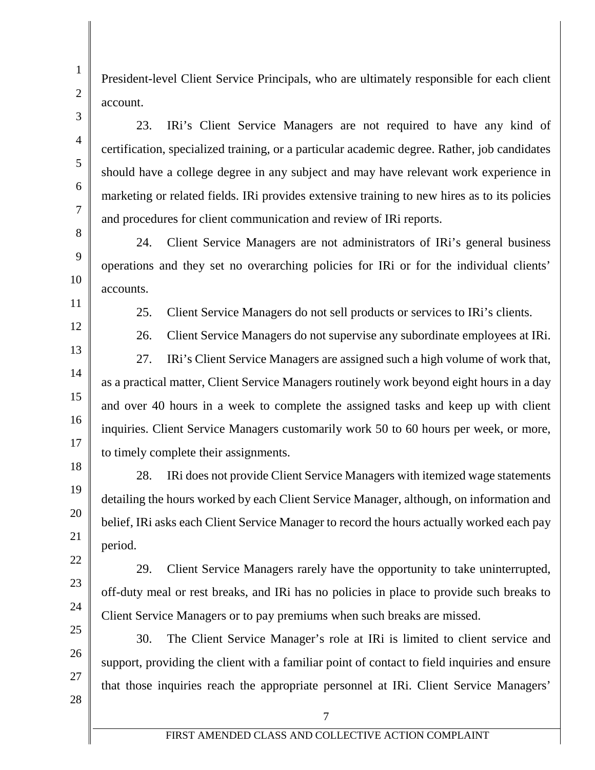President-level Client Service Principals, who are ultimately responsible for each client account.

23. IRi's Client Service Managers are not required to have any kind of certification, specialized training, or a particular academic degree. Rather, job candidates should have a college degree in any subject and may have relevant work experience in marketing or related fields. IRi provides extensive training to new hires as to its policies and procedures for client communication and review of IRi reports.

24. Client Service Managers are not administrators of IRi's general business operations and they set no overarching policies for IRi or for the individual clients' accounts.

25. Client Service Managers do not sell products or services to IRi's clients.

26. Client Service Managers do not supervise any subordinate employees at IRi.

27. IRi's Client Service Managers are assigned such a high volume of work that, as a practical matter, Client Service Managers routinely work beyond eight hours in a day and over 40 hours in a week to complete the assigned tasks and keep up with client inquiries. Client Service Managers customarily work 50 to 60 hours per week, or more, to timely complete their assignments.

28. IRi does not provide Client Service Managers with itemized wage statements detailing the hours worked by each Client Service Manager, although, on information and belief, IRi asks each Client Service Manager to record the hours actually worked each pay period.

29. Client Service Managers rarely have the opportunity to take uninterrupted, off-duty meal or rest breaks, and IRi has no policies in place to provide such breaks to Client Service Managers or to pay premiums when such breaks are missed.

30. The Client Service Manager's role at IRi is limited to client service and support, providing the client with a familiar point of contact to field inquiries and ensure that those inquiries reach the appropriate personnel at IRi. Client Service Managers'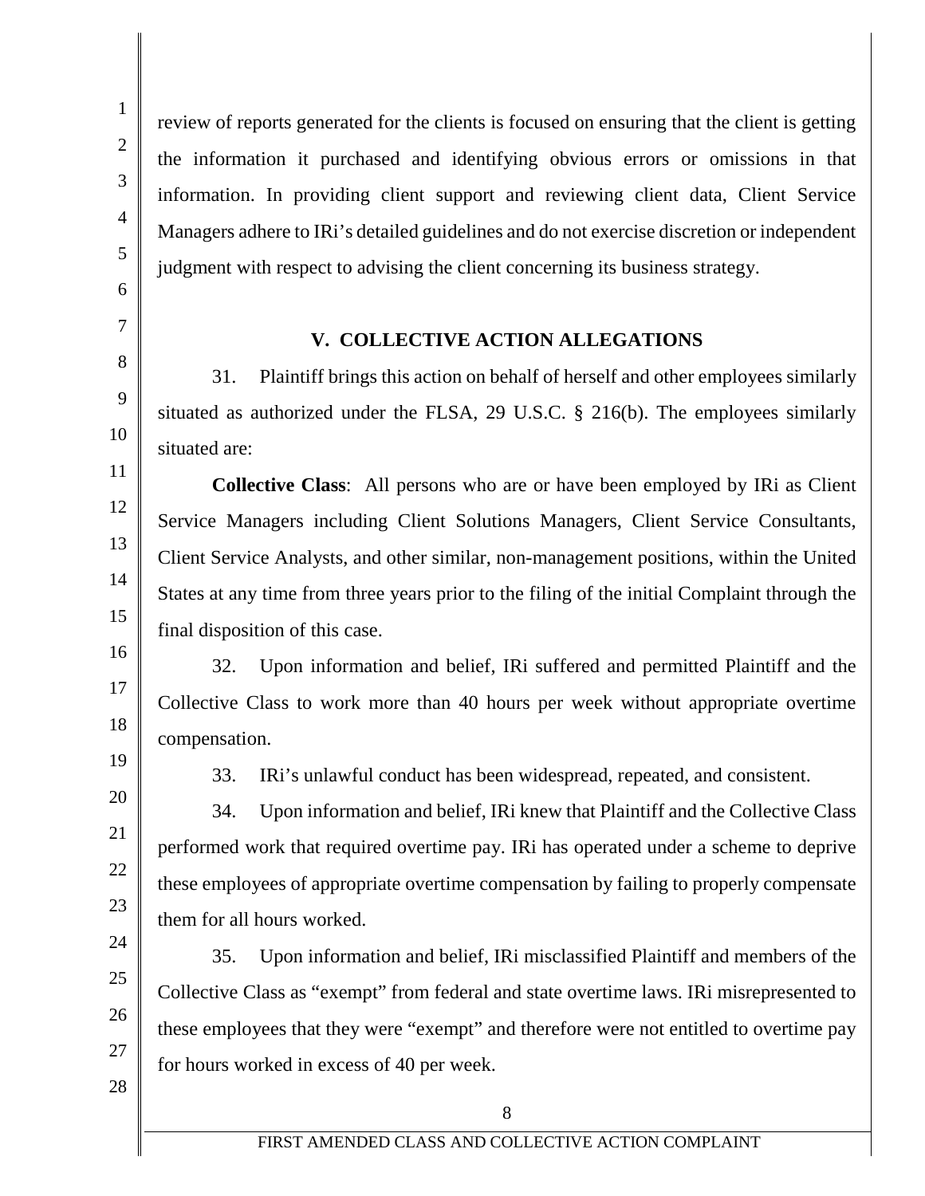review of reports generated for the clients is focused on ensuring that the client is getting the information it purchased and identifying obvious errors or omissions in that information. In providing client support and reviewing client data, Client Service Managers adhere to IRi's detailed guidelines and do not exercise discretion or independent judgment with respect to advising the client concerning its business strategy.

## V. COLLECTIVE ACTION ALLEGATIONS

31. Plaintiff brings this action on behalf of herself and other employees similarly situated as authorized under the FLSA, 29 U.S.C. § 216(b). The employees similarly situated are:

**Collective Class**: All persons who are or have been employed by IRi as Client Service Managers including Client Solutions Managers, Client Service Consultants, Client Service Analysts, and other similar, non-management positions, within the United States at any time from three years prior to the filing of the initial Complaint through the final disposition of this case.

32. Upon information and belief, IRi suffered and permitted Plaintiff and the Collective Class to work more than 40 hours per week without appropriate overtime compensation.

33. IRi's unlawful conduct has been widespread, repeated, and consistent.

34. Upon information and belief, IRi knew that Plaintiff and the Collective Class performed work that required overtime pay. IRi has operated under a scheme to deprive these employees of appropriate overtime compensation by failing to properly compensate them for all hours worked.

35. Upon information and belief, IRi misclassified Plaintiff and members of the Collective Class as "exempt" from federal and state overtime laws. IRi misrepresented to these employees that they were "exempt" and therefore were not entitled to overtime pay for hours worked in excess of 40 per week.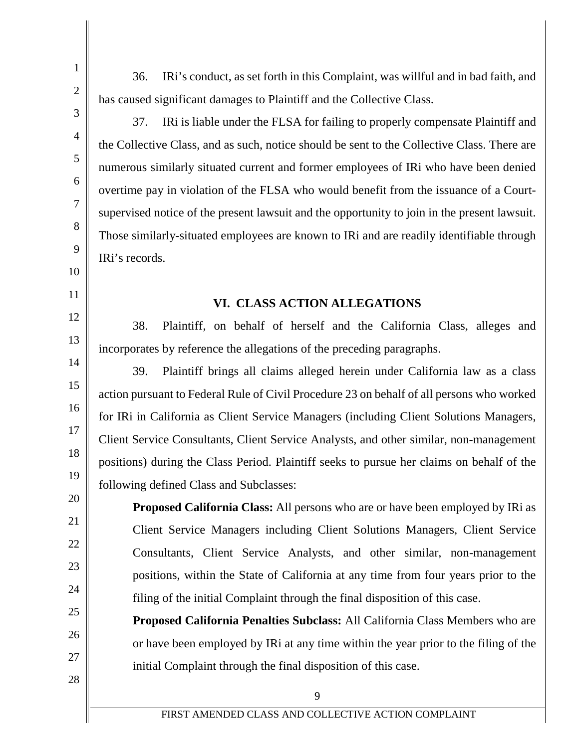36. IRi's conduct, as set forth in this Complaint, was willful and in bad faith, and has caused significant damages to Plaintiff and the Collective Class.

37. IRi is liable under the FLSA for failing to properly compensate Plaintiff and the Collective Class, and as such, notice should be sent to the Collective Class. There are numerous similarly situated current and former employees of IRi who have been denied overtime pay in violation of the FLSA who would benefit from the issuance of a Court-supervised notice of the present lawsuit and the opportunity to join in the present lawsuit. Those similarly-situated employees are known to IRi and are readily identifiable through IRi's records.

## VI. CLASS ACTION ALLEGATIONS

38. Plaintiff, on behalf of herself and the California Class, alleges and incorporates by reference the allegations of the preceding paragraphs.

39. Plaintiff brings all claims alleged herein under California law as a class action pursuant to Federal Rule of Civil Procedure 23 on behalf of all persons who worked for IRi in California as Client Service Managers (including Client Solutions Managers, Client Service Consultants, Client Service Analysts, and other similar, non-management positions) during the Class Period. Plaintiff seeks to pursue her claims on behalf of the following defined Class and Subclasses:

> **Proposed California Class:** All persons who are or have been employed by IRi as Client Service Managers including Client Solutions Managers, Client Service Consultants, Client Service Analysts, and other similar, non-management positions, within the State of California at any time from four years prior to the filing of the initial Complaint through the final disposition of this case.
>
> **Proposed California Penalties Subclass:** All California Class Members who are or have been employed by IRi at any time within the year prior to the filing of the initial Complaint through the final disposition of this case.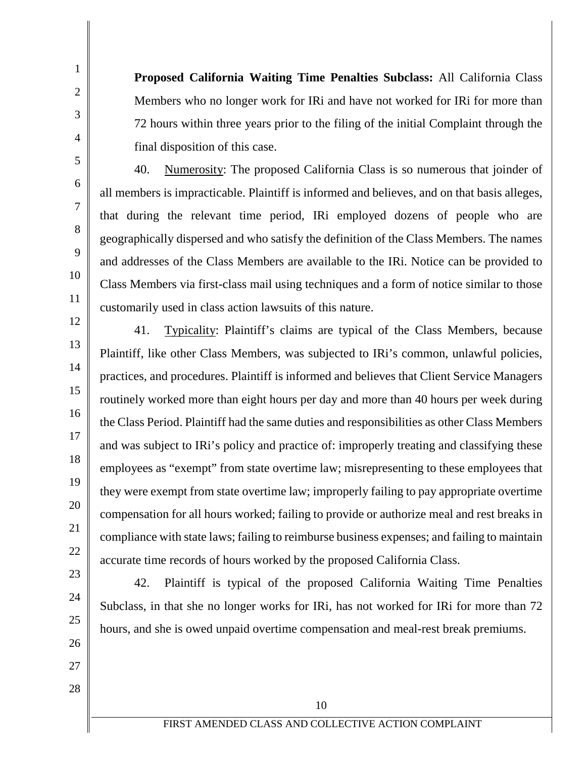**Proposed California Waiting Time Penalties Subclass:** All California Class Members who no longer work for IRi and have not worked for IRi for more than 72 hours within three years prior to the filing of the initial Complaint through the final disposition of this case.

40. Numerosity: The proposed California Class is so numerous that joinder of all members is impracticable. Plaintiff is informed and believes, and on that basis alleges, that during the relevant time period, IRi employed dozens of people who are geographically dispersed and who satisfy the definition of the Class Members. The names and addresses of the Class Members are available to the IRi. Notice can be provided to Class Members via first-class mail using techniques and a form of notice similar to those customarily used in class action lawsuits of this nature.

41. Typicality: Plaintiff's claims are typical of the Class Members, because Plaintiff, like other Class Members, was subjected to IRi's common, unlawful policies, practices, and procedures. Plaintiff is informed and believes that Client Service Managers routinely worked more than eight hours per day and more than 40 hours per week during the Class Period. Plaintiff had the same duties and responsibilities as other Class Members and was subject to IRi's policy and practice of: improperly treating and classifying these employees as "exempt" from state overtime law; misrepresenting to these employees that they were exempt from state overtime law; improperly failing to pay appropriate overtime compensation for all hours worked; failing to provide or authorize meal and rest breaks in compliance with state laws; failing to reimburse business expenses; and failing to maintain accurate time records of hours worked by the proposed California Class.

42. Plaintiff is typical of the proposed California Waiting Time Penalties Subclass, in that she no longer works for IRi, has not worked for IRi for more than 72 hours, and she is owed unpaid overtime compensation and meal-rest break premiums.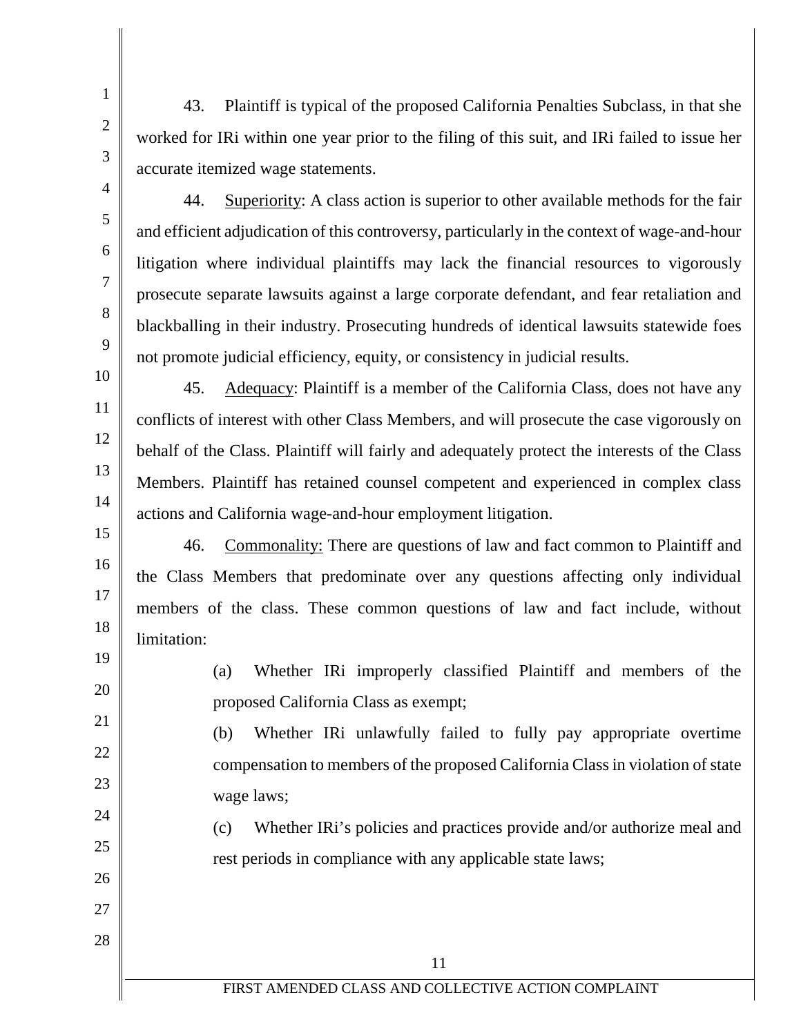43. Plaintiff is typical of the proposed California Penalties Subclass, in that she worked for IRi within one year prior to the filing of this suit, and IRi failed to issue her accurate itemized wage statements.

44. Superiority: A class action is superior to other available methods for the fair and efficient adjudication of this controversy, particularly in the context of wage-and-hour litigation where individual plaintiffs may lack the financial resources to vigorously prosecute separate lawsuits against a large corporate defendant, and fear retaliation and blackballing in their industry. Prosecuting hundreds of identical lawsuits statewide foes not promote judicial efficiency, equity, or consistency in judicial results.

45. Adequacy: Plaintiff is a member of the California Class, does not have any conflicts of interest with other Class Members, and will prosecute the case vigorously on behalf of the Class. Plaintiff will fairly and adequately protect the interests of the Class Members. Plaintiff has retained counsel competent and experienced in complex class actions and California wage-and-hour employment litigation.

46. Commonality: There are questions of law and fact common to Plaintiff and the Class Members that predominate over any questions affecting only individual members of the class. These common questions of law and fact include, without limitation:

(a) Whether IRi improperly classified Plaintiff and members of the proposed California Class as exempt;

(b) Whether IRi unlawfully failed to fully pay appropriate overtime compensation to members of the proposed California Class in violation of state wage laws;

(c) Whether IRi's policies and practices provide and/or authorize meal and rest periods in compliance with any applicable state laws;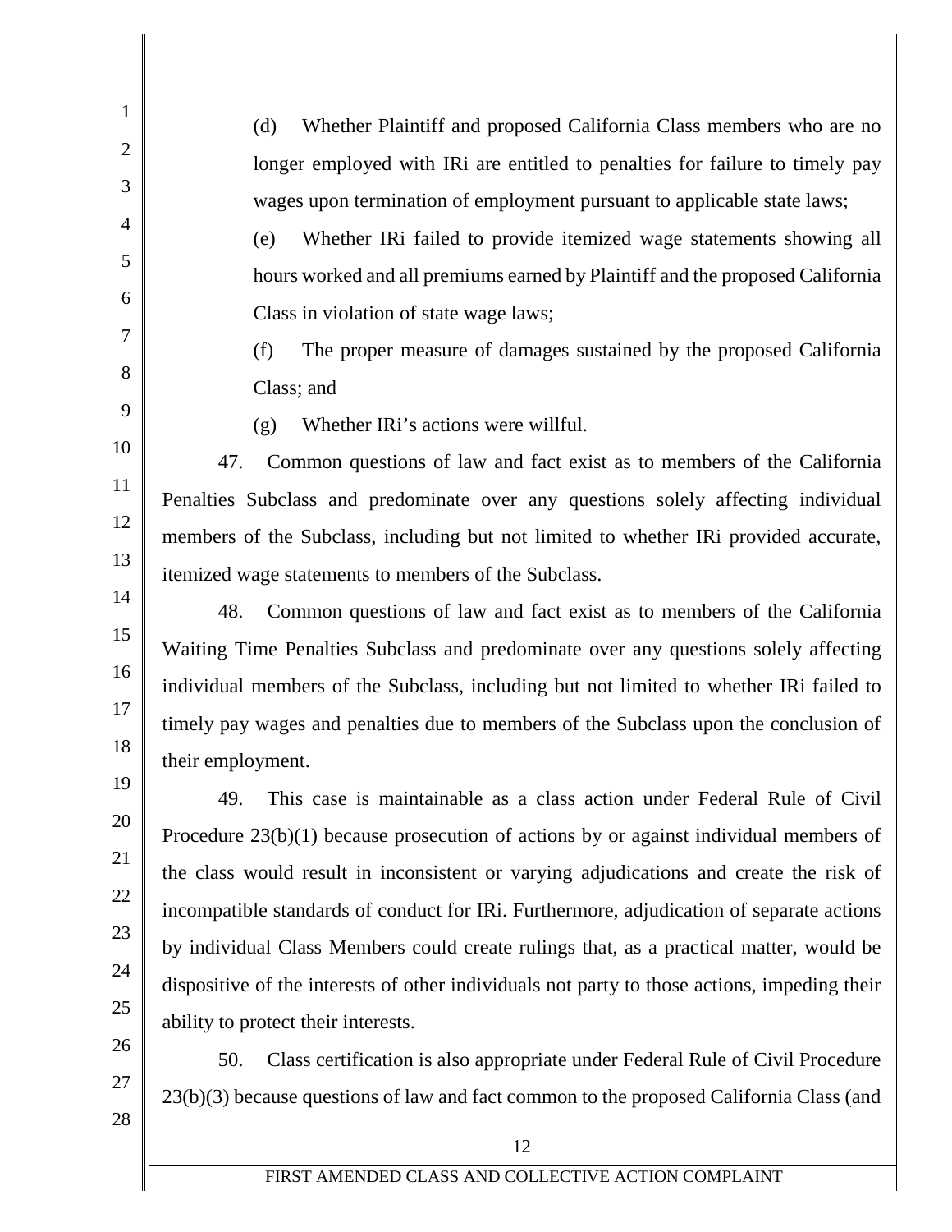(d) Whether Plaintiff and proposed California Class members who are no longer employed with IRi are entitled to penalties for failure to timely pay wages upon termination of employment pursuant to applicable state laws;

(e) Whether IRi failed to provide itemized wage statements showing all hours worked and all premiums earned by Plaintiff and the proposed California Class in violation of state wage laws;

(f) The proper measure of damages sustained by the proposed California Class; and

(g) Whether IRi's actions were willful.

47. Common questions of law and fact exist as to members of the California Penalties Subclass and predominate over any questions solely affecting individual members of the Subclass, including but not limited to whether IRi provided accurate, itemized wage statements to members of the Subclass.

48. Common questions of law and fact exist as to members of the California Waiting Time Penalties Subclass and predominate over any questions solely affecting individual members of the Subclass, including but not limited to whether IRi failed to timely pay wages and penalties due to members of the Subclass upon the conclusion of their employment.

49. This case is maintainable as a class action under Federal Rule of Civil Procedure 23(b)(1) because prosecution of actions by or against individual members of the class would result in inconsistent or varying adjudications and create the risk of incompatible standards of conduct for IRi. Furthermore, adjudication of separate actions by individual Class Members could create rulings that, as a practical matter, would be dispositive of the interests of other individuals not party to those actions, impeding their ability to protect their interests.

50. Class certification is also appropriate under Federal Rule of Civil Procedure 23(b)(3) because questions of law and fact common to the proposed California Class (and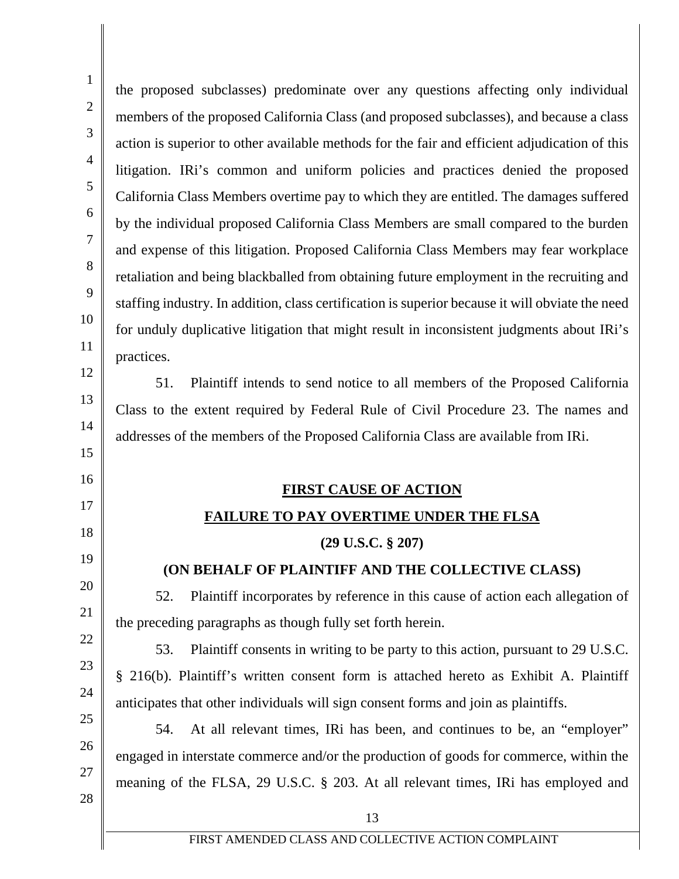the proposed subclasses) predominate over any questions affecting only individual members of the proposed California Class (and proposed subclasses), and because a class action is superior to other available methods for the fair and efficient adjudication of this litigation. IRi's common and uniform policies and practices denied the proposed California Class Members overtime pay to which they are entitled. The damages suffered by the individual proposed California Class Members are small compared to the burden and expense of this litigation. Proposed California Class Members may fear workplace retaliation and being blackballed from obtaining future employment in the recruiting and staffing industry. In addition, class certification is superior because it will obviate the need for unduly duplicative litigation that might result in inconsistent judgments about IRi's practices.

51. Plaintiff intends to send notice to all members of the Proposed California Class to the extent required by Federal Rule of Civil Procedure 23. The names and addresses of the members of the Proposed California Class are available from IRi.

## FIRST CAUSE OF ACTION

## FAILURE TO PAY OVERTIME UNDER THE FLSA

**(29 U.S.C. § 207)**

**(ON BEHALF OF PLAINTIFF AND THE COLLECTIVE CLASS)**

52. Plaintiff incorporates by reference in this cause of action each allegation of the preceding paragraphs as though fully set forth herein.

53. Plaintiff consents in writing to be party to this action, pursuant to 29 U.S.C. § 216(b). Plaintiff's written consent form is attached hereto as Exhibit A. Plaintiff anticipates that other individuals will sign consent forms and join as plaintiffs.

54. At all relevant times, IRi has been, and continues to be, an "employer" engaged in interstate commerce and/or the production of goods for commerce, within the meaning of the FLSA, 29 U.S.C. § 203. At all relevant times, IRi has employed and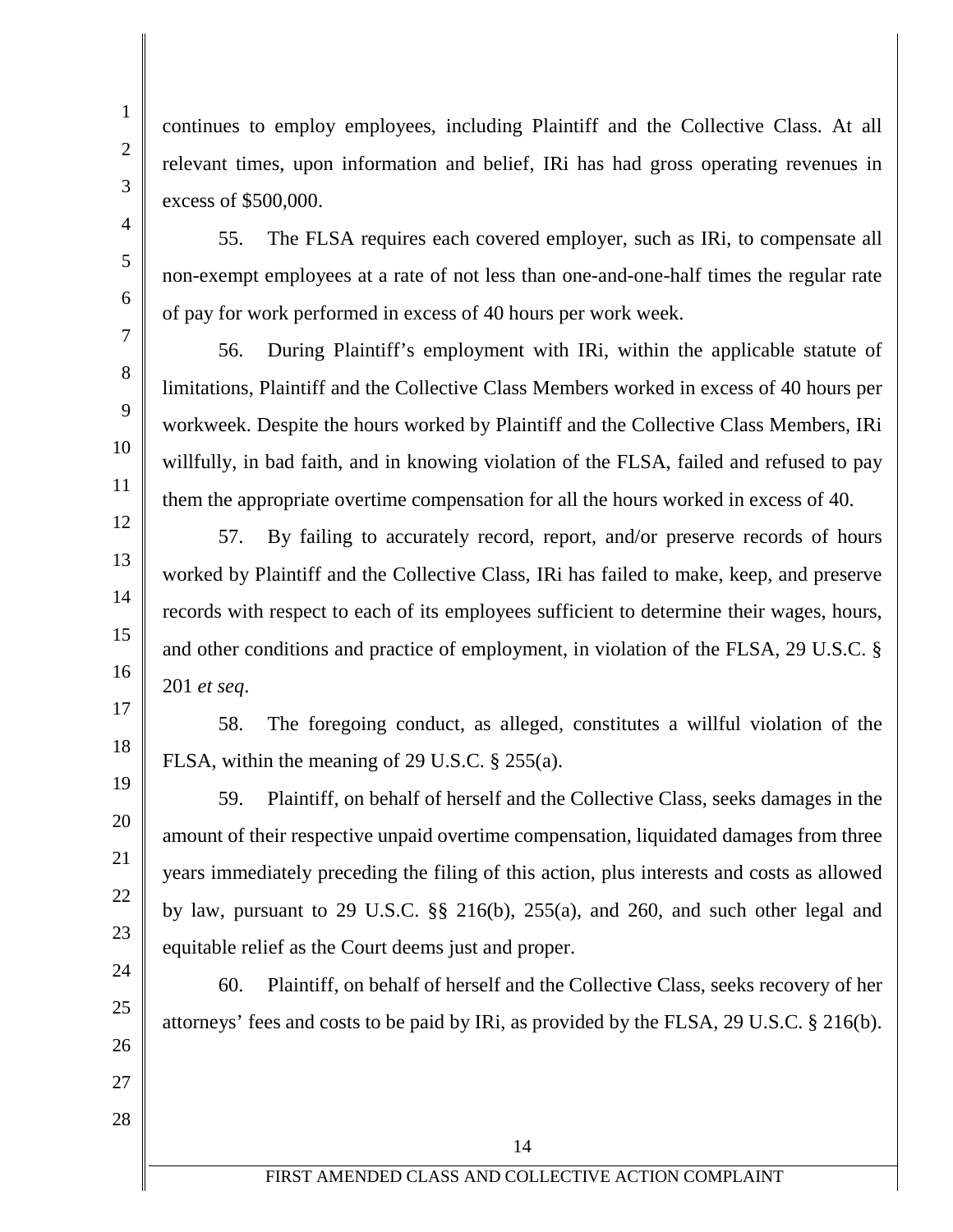continues to employ employees, including Plaintiff and the Collective Class. At all relevant times, upon information and belief, IRi has had gross operating revenues in excess of $500,000.

55. The FLSA requires each covered employer, such as IRi, to compensate all non-exempt employees at a rate of not less than one-and-one-half times the regular rate of pay for work performed in excess of 40 hours per work week.

56. During Plaintiff's employment with IRi, within the applicable statute of limitations, Plaintiff and the Collective Class Members worked in excess of 40 hours per workweek. Despite the hours worked by Plaintiff and the Collective Class Members, IRi willfully, in bad faith, and in knowing violation of the FLSA, failed and refused to pay them the appropriate overtime compensation for all the hours worked in excess of 40.

57. By failing to accurately record, report, and/or preserve records of hours worked by Plaintiff and the Collective Class, IRi has failed to make, keep, and preserve records with respect to each of its employees sufficient to determine their wages, hours, and other conditions and practice of employment, in violation of the FLSA, 29 U.S.C. § 201 *et seq*.

58. The foregoing conduct, as alleged, constitutes a willful violation of the FLSA, within the meaning of 29 U.S.C. § 255(a).

59. Plaintiff, on behalf of herself and the Collective Class, seeks damages in the amount of their respective unpaid overtime compensation, liquidated damages from three years immediately preceding the filing of this action, plus interests and costs as allowed by law, pursuant to 29 U.S.C. §§ 216(b), 255(a), and 260, and such other legal and equitable relief as the Court deems just and proper.

60. Plaintiff, on behalf of herself and the Collective Class, seeks recovery of her attorneys' fees and costs to be paid by IRi, as provided by the FLSA, 29 U.S.C. § 216(b).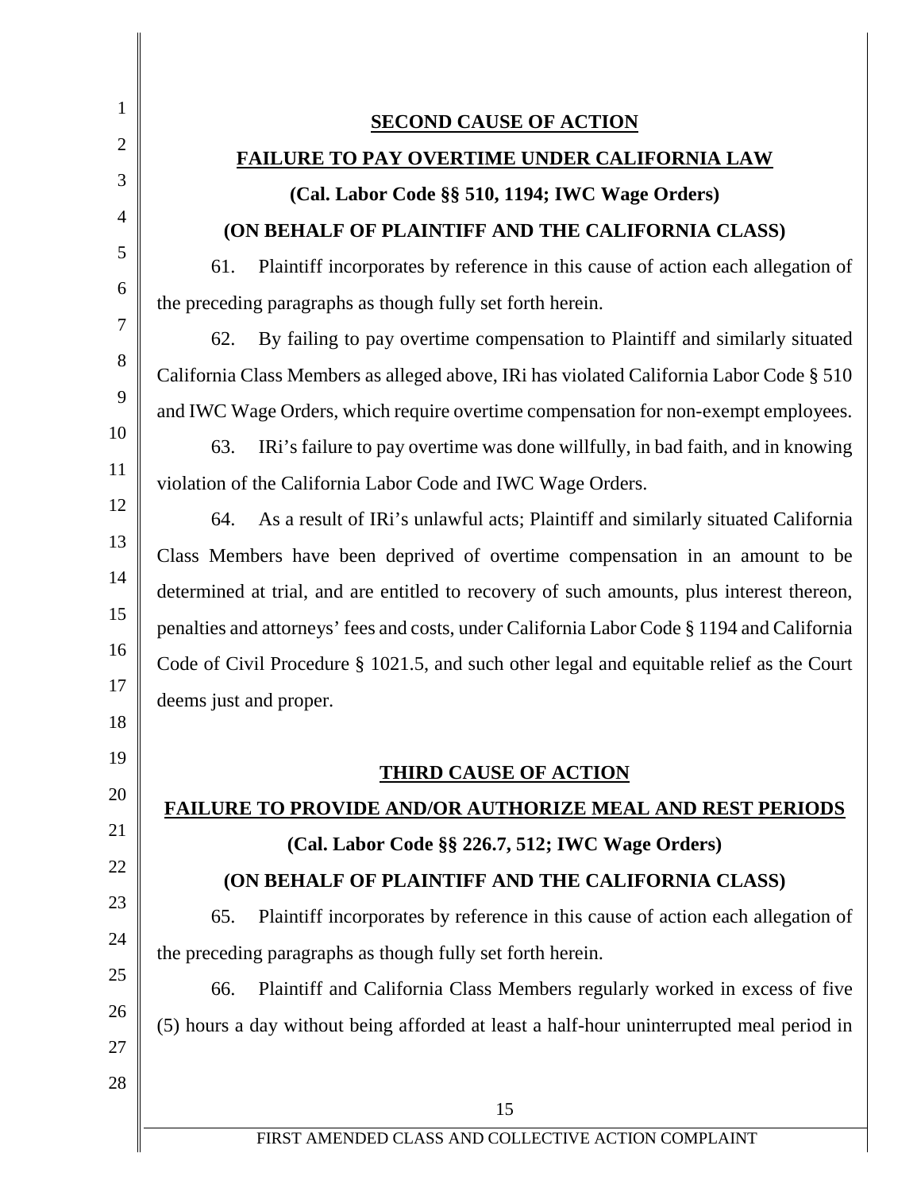## SECOND CAUSE OF ACTION

## FAILURE TO PAY OVERTIME UNDER CALIFORNIA LAW

### (Cal. Labor Code §§ 510, 1194; IWC Wage Orders)

### (ON BEHALF OF PLAINTIFF AND THE CALIFORNIA CLASS)

61. Plaintiff incorporates by reference in this cause of action each allegation of the preceding paragraphs as though fully set forth herein.

62. By failing to pay overtime compensation to Plaintiff and similarly situated California Class Members as alleged above, IRi has violated California Labor Code § 510 and IWC Wage Orders, which require overtime compensation for non-exempt employees.

63. IRi's failure to pay overtime was done willfully, in bad faith, and in knowing violation of the California Labor Code and IWC Wage Orders.

64. As a result of IRi's unlawful acts; Plaintiff and similarly situated California Class Members have been deprived of overtime compensation in an amount to be determined at trial, and are entitled to recovery of such amounts, plus interest thereon, penalties and attorneys' fees and costs, under California Labor Code § 1194 and California Code of Civil Procedure § 1021.5, and such other legal and equitable relief as the Court deems just and proper.

## THIRD CAUSE OF ACTION

## FAILURE TO PROVIDE AND/OR AUTHORIZE MEAL AND REST PERIODS

### (Cal. Labor Code §§ 226.7, 512; IWC Wage Orders)

### (ON BEHALF OF PLAINTIFF AND THE CALIFORNIA CLASS)

65. Plaintiff incorporates by reference in this cause of action each allegation of the preceding paragraphs as though fully set forth herein.

66. Plaintiff and California Class Members regularly worked in excess of five (5) hours a day without being afforded at least a half-hour uninterrupted meal period in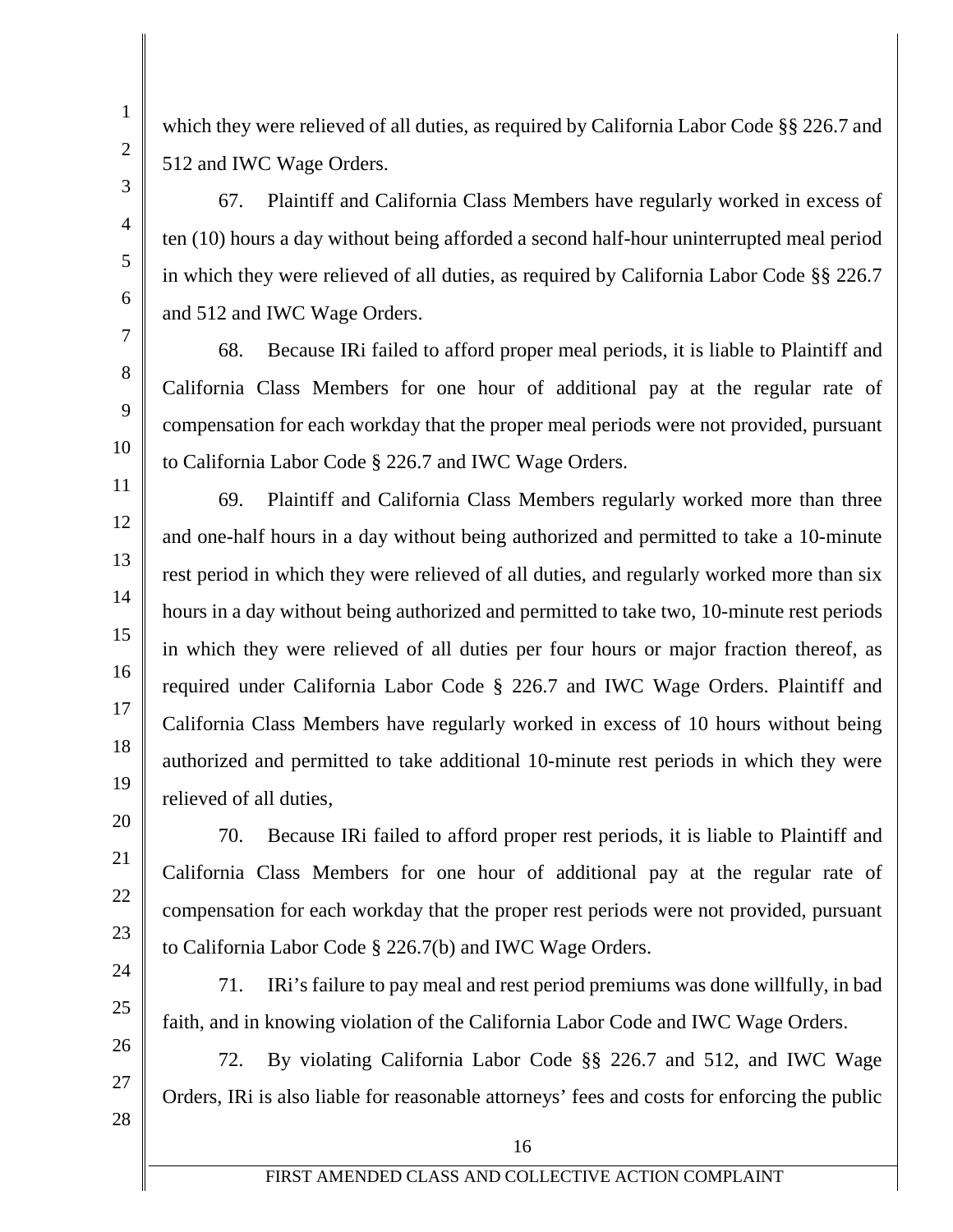which they were relieved of all duties, as required by California Labor Code §§ 226.7 and 512 and IWC Wage Orders.

67. Plaintiff and California Class Members have regularly worked in excess of ten (10) hours a day without being afforded a second half-hour uninterrupted meal period in which they were relieved of all duties, as required by California Labor Code §§ 226.7 and 512 and IWC Wage Orders.

68. Because IRi failed to afford proper meal periods, it is liable to Plaintiff and California Class Members for one hour of additional pay at the regular rate of compensation for each workday that the proper meal periods were not provided, pursuant to California Labor Code § 226.7 and IWC Wage Orders.

69. Plaintiff and California Class Members regularly worked more than three and one-half hours in a day without being authorized and permitted to take a 10-minute rest period in which they were relieved of all duties, and regularly worked more than six hours in a day without being authorized and permitted to take two, 10-minute rest periods in which they were relieved of all duties per four hours or major fraction thereof, as required under California Labor Code § 226.7 and IWC Wage Orders. Plaintiff and California Class Members have regularly worked in excess of 10 hours without being authorized and permitted to take additional 10-minute rest periods in which they were relieved of all duties,

70. Because IRi failed to afford proper rest periods, it is liable to Plaintiff and California Class Members for one hour of additional pay at the regular rate of compensation for each workday that the proper rest periods were not provided, pursuant to California Labor Code § 226.7(b) and IWC Wage Orders.

71. IRi's failure to pay meal and rest period premiums was done willfully, in bad faith, and in knowing violation of the California Labor Code and IWC Wage Orders.

72. By violating California Labor Code §§ 226.7 and 512, and IWC Wage Orders, IRi is also liable for reasonable attorneys' fees and costs for enforcing the public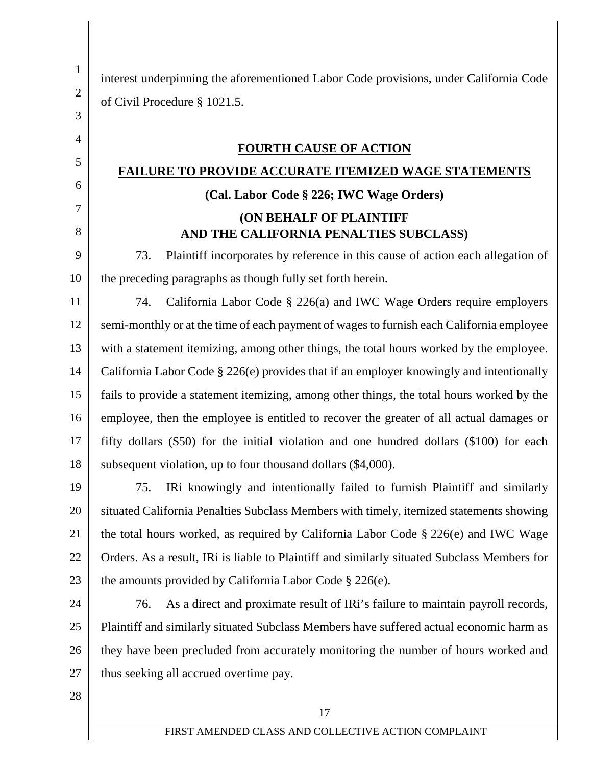interest underpinning the aforementioned Labor Code provisions, under California Code of Civil Procedure § 1021.5.

**FOURTH CAUSE OF ACTION**

**FAILURE TO PROVIDE ACCURATE ITEMIZED WAGE STATEMENTS**

**(Cal. Labor Code § 226; IWC Wage Orders)**

**(ON BEHALF OF PLAINTIFF AND THE CALIFORNIA PENALTIES SUBCLASS)**

73. Plaintiff incorporates by reference in this cause of action each allegation of the preceding paragraphs as though fully set forth herein.

74. California Labor Code § 226(a) and IWC Wage Orders require employers semi-monthly or at the time of each payment of wages to furnish each California employee with a statement itemizing, among other things, the total hours worked by the employee. California Labor Code § 226(e) provides that if an employer knowingly and intentionally fails to provide a statement itemizing, among other things, the total hours worked by the employee, then the employee is entitled to recover the greater of all actual damages or fifty dollars ($50) for the initial violation and one hundred dollars ($100) for each subsequent violation, up to four thousand dollars ($4,000).

75. IRi knowingly and intentionally failed to furnish Plaintiff and similarly situated California Penalties Subclass Members with timely, itemized statements showing the total hours worked, as required by California Labor Code § 226(e) and IWC Wage Orders. As a result, IRi is liable to Plaintiff and similarly situated Subclass Members for the amounts provided by California Labor Code § 226(e).

76. As a direct and proximate result of IRi's failure to maintain payroll records, Plaintiff and similarly situated Subclass Members have suffered actual economic harm as they have been precluded from accurately monitoring the number of hours worked and thus seeking all accrued overtime pay.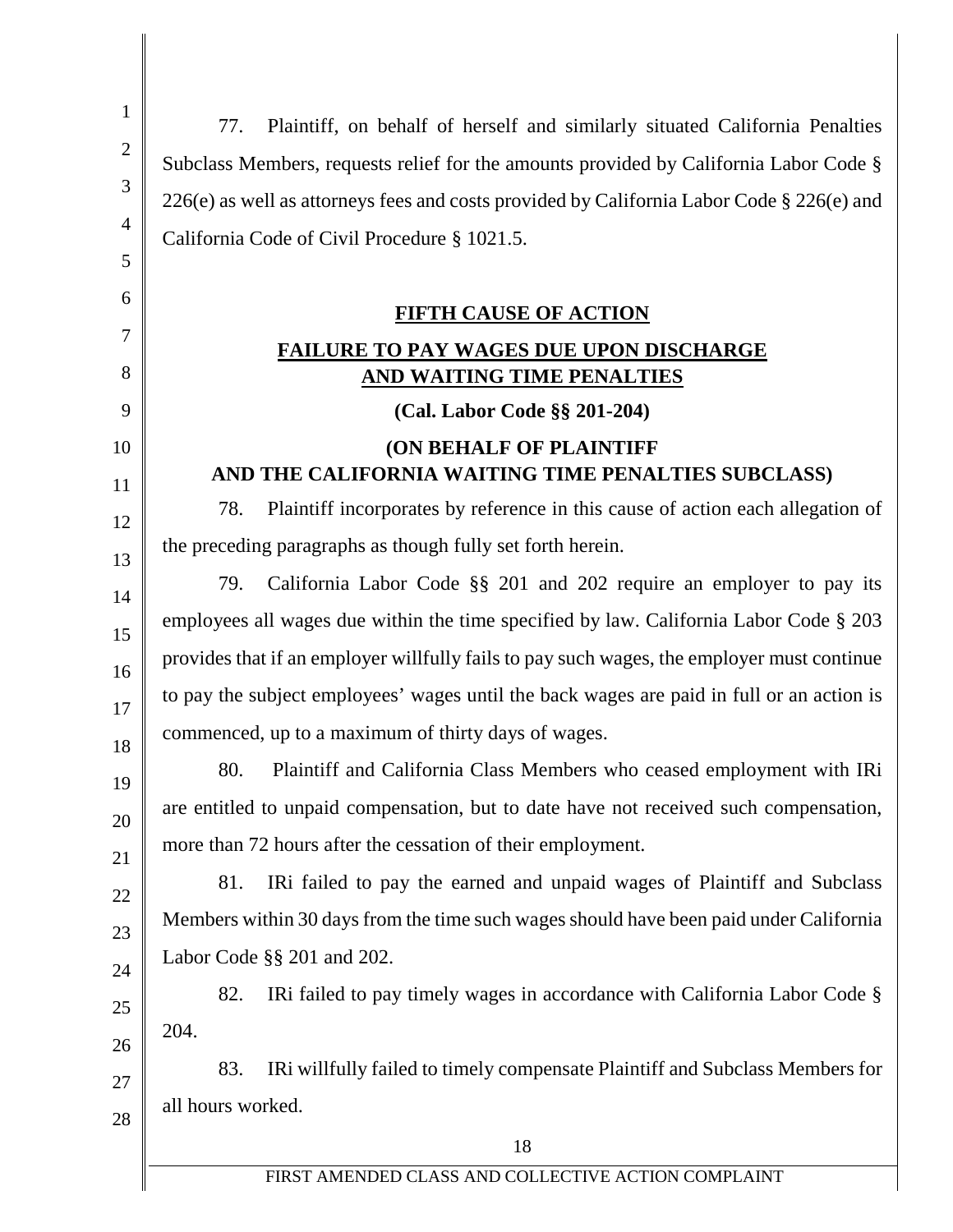77. Plaintiff, on behalf of herself and similarly situated California Penalties Subclass Members, requests relief for the amounts provided by California Labor Code § 226(e) as well as attorneys fees and costs provided by California Labor Code § 226(e) and California Code of Civil Procedure § 1021.5.

## FIFTH CAUSE OF ACTION

## FAILURE TO PAY WAGES DUE UPON DISCHARGE AND WAITING TIME PENALTIES

**(Cal. Labor Code §§ 201-204)**

**(ON BEHALF OF PLAINTIFF AND THE CALIFORNIA WAITING TIME PENALTIES SUBCLASS)**

78. Plaintiff incorporates by reference in this cause of action each allegation of the preceding paragraphs as though fully set forth herein.

79. California Labor Code §§ 201 and 202 require an employer to pay its employees all wages due within the time specified by law. California Labor Code § 203 provides that if an employer willfully fails to pay such wages, the employer must continue to pay the subject employees' wages until the back wages are paid in full or an action is commenced, up to a maximum of thirty days of wages.

80. Plaintiff and California Class Members who ceased employment with IRi are entitled to unpaid compensation, but to date have not received such compensation, more than 72 hours after the cessation of their employment.

81. IRi failed to pay the earned and unpaid wages of Plaintiff and Subclass Members within 30 days from the time such wages should have been paid under California Labor Code §§ 201 and 202.

82. IRi failed to pay timely wages in accordance with California Labor Code § 204.

83. IRi willfully failed to timely compensate Plaintiff and Subclass Members for all hours worked.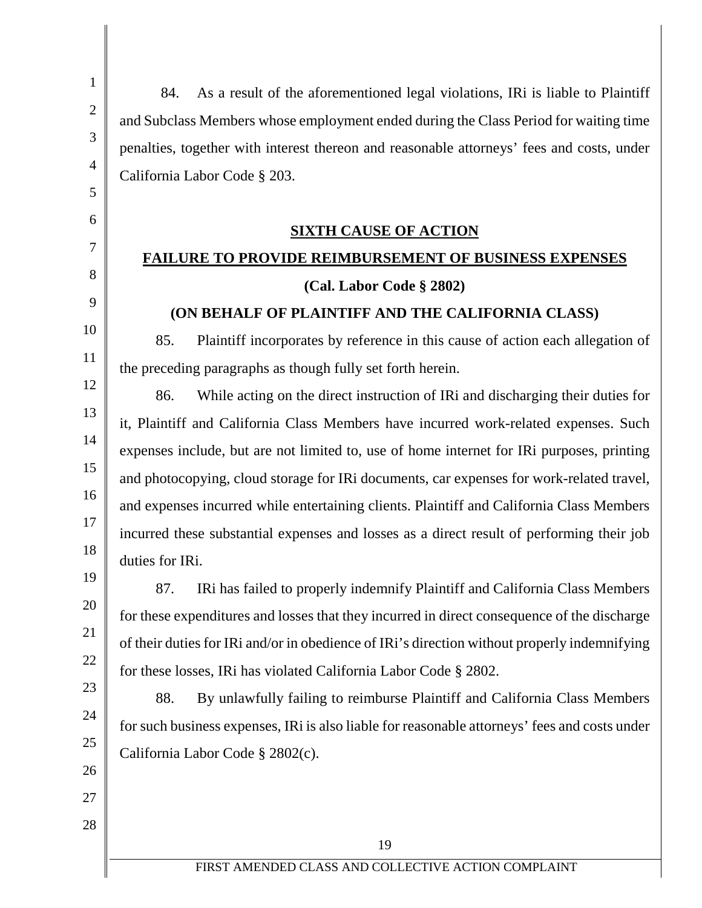84. As a result of the aforementioned legal violations, IRi is liable to Plaintiff and Subclass Members whose employment ended during the Class Period for waiting time penalties, together with interest thereon and reasonable attorneys' fees and costs, under California Labor Code § 203.

## SIXTH CAUSE OF ACTION

## FAILURE TO PROVIDE REIMBURSEMENT OF BUSINESS EXPENSES

**(Cal. Labor Code § 2802)**

**(ON BEHALF OF PLAINTIFF AND THE CALIFORNIA CLASS)**

85. Plaintiff incorporates by reference in this cause of action each allegation of the preceding paragraphs as though fully set forth herein.

86. While acting on the direct instruction of IRi and discharging their duties for it, Plaintiff and California Class Members have incurred work-related expenses. Such expenses include, but are not limited to, use of home internet for IRi purposes, printing and photocopying, cloud storage for IRi documents, car expenses for work-related travel, and expenses incurred while entertaining clients. Plaintiff and California Class Members incurred these substantial expenses and losses as a direct result of performing their job duties for IRi.

87. IRi has failed to properly indemnify Plaintiff and California Class Members for these expenditures and losses that they incurred in direct consequence of the discharge of their duties for IRi and/or in obedience of IRi's direction without properly indemnifying for these losses, IRi has violated California Labor Code § 2802.

88. By unlawfully failing to reimburse Plaintiff and California Class Members for such business expenses, IRi is also liable for reasonable attorneys' fees and costs under California Labor Code § 2802(c).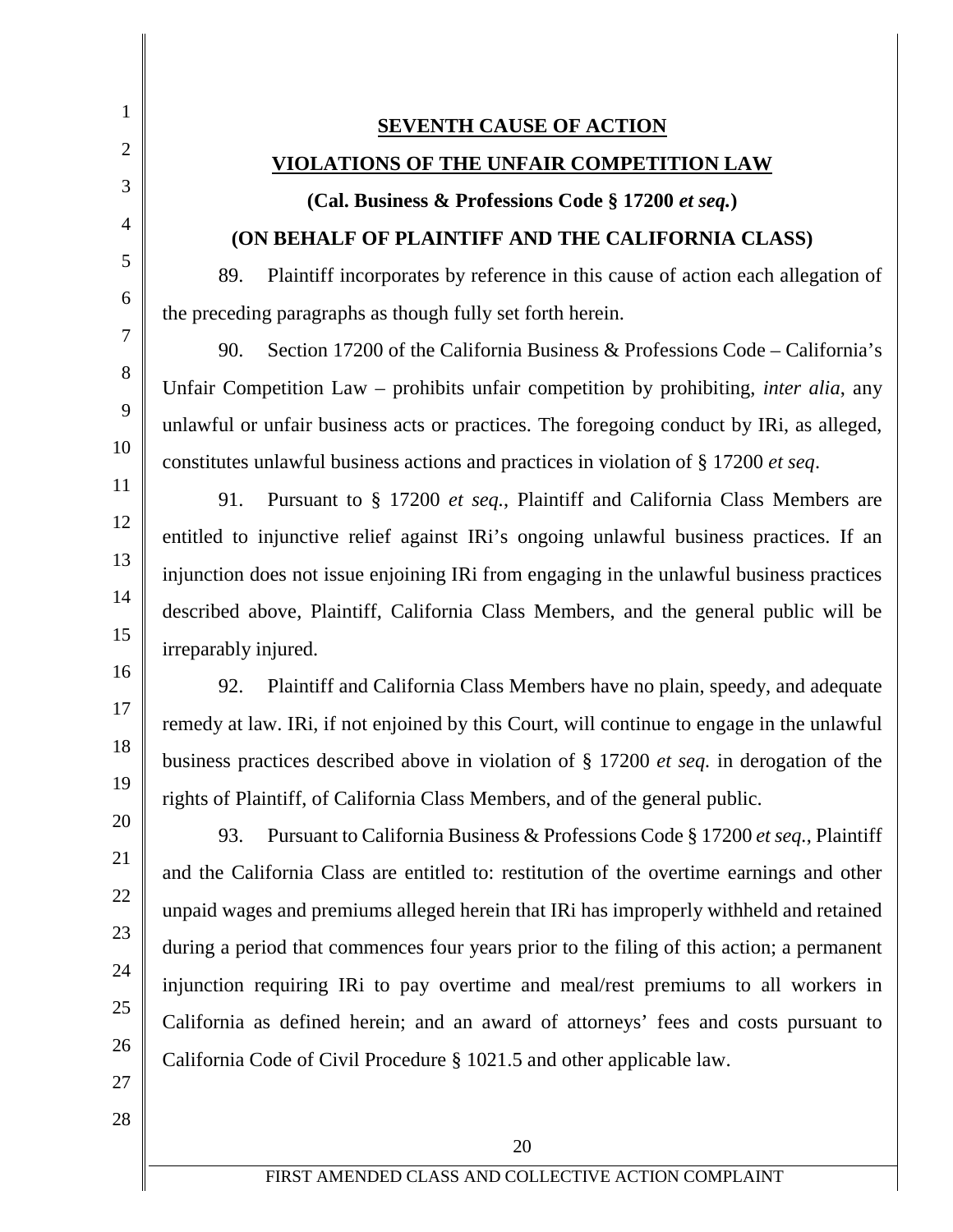## SEVENTH CAUSE OF ACTION

## VIOLATIONS OF THE UNFAIR COMPETITION LAW

**(Cal. Business & Professions Code § 17200 *et seq.*)**

**(ON BEHALF OF PLAINTIFF AND THE CALIFORNIA CLASS)**

89. Plaintiff incorporates by reference in this cause of action each allegation of the preceding paragraphs as though fully set forth herein.

90. Section 17200 of the California Business & Professions Code – California's Unfair Competition Law – prohibits unfair competition by prohibiting, *inter alia*, any unlawful or unfair business acts or practices. The foregoing conduct by IRi, as alleged, constitutes unlawful business actions and practices in violation of § 17200 *et seq*.

91. Pursuant to § 17200 *et seq.*, Plaintiff and California Class Members are entitled to injunctive relief against IRi's ongoing unlawful business practices. If an injunction does not issue enjoining IRi from engaging in the unlawful business practices described above, Plaintiff, California Class Members, and the general public will be irreparably injured.

92. Plaintiff and California Class Members have no plain, speedy, and adequate remedy at law. IRi, if not enjoined by this Court, will continue to engage in the unlawful business practices described above in violation of § 17200 *et seq.* in derogation of the rights of Plaintiff, of California Class Members, and of the general public.

93. Pursuant to California Business & Professions Code § 17200 *et seq.*, Plaintiff and the California Class are entitled to: restitution of the overtime earnings and other unpaid wages and premiums alleged herein that IRi has improperly withheld and retained during a period that commences four years prior to the filing of this action; a permanent injunction requiring IRi to pay overtime and meal/rest premiums to all workers in California as defined herein; and an award of attorneys' fees and costs pursuant to California Code of Civil Procedure § 1021.5 and other applicable law.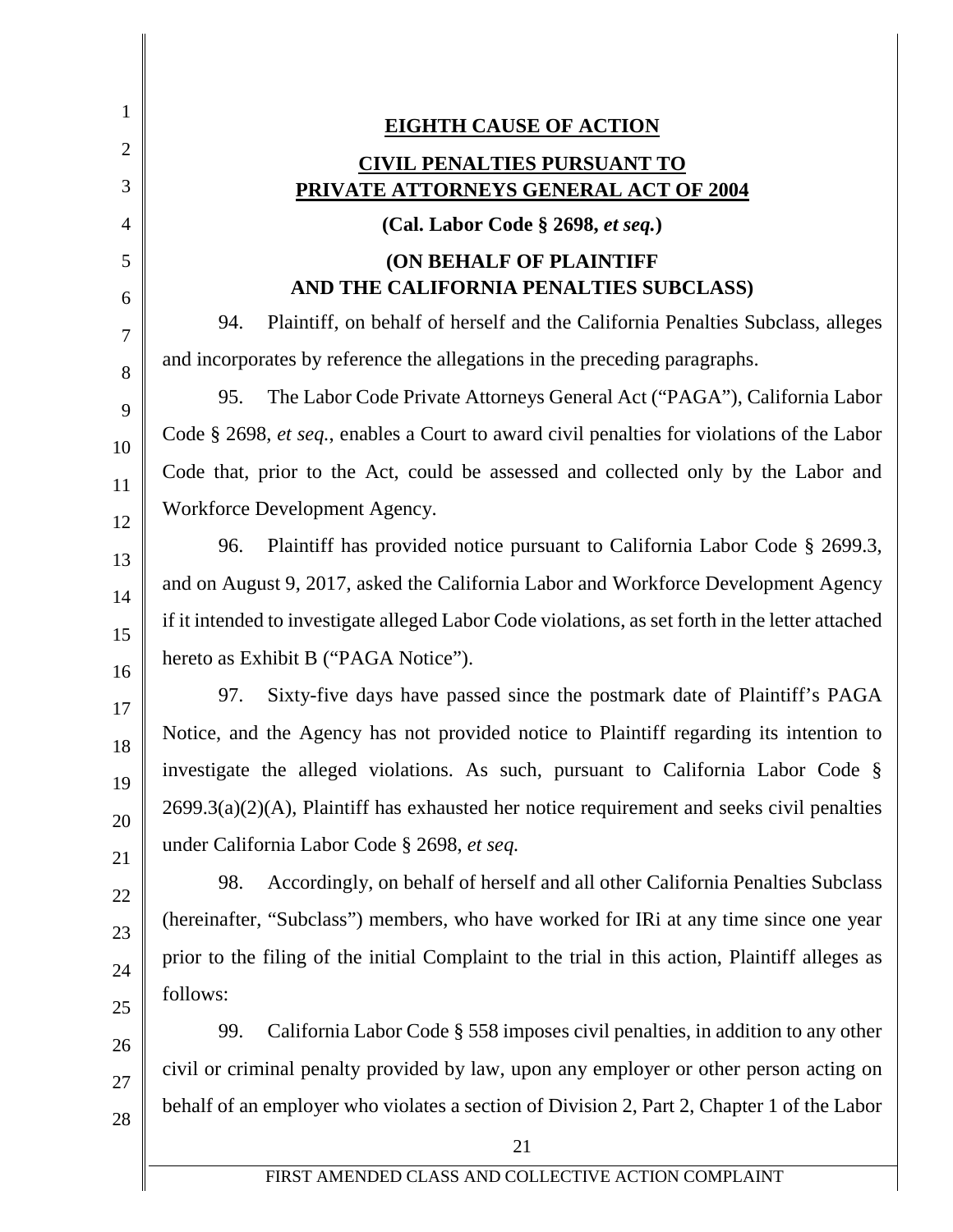**EIGHTH CAUSE OF ACTION**

**CIVIL PENALTIES PURSUANT TO PRIVATE ATTORNEYS GENERAL ACT OF 2004**

**(Cal. Labor Code § 2698, *et seq.*)**

**(ON BEHALF OF PLAINTIFF AND THE CALIFORNIA PENALTIES SUBCLASS)**

94. Plaintiff, on behalf of herself and the California Penalties Subclass, alleges and incorporates by reference the allegations in the preceding paragraphs.

95. The Labor Code Private Attorneys General Act ("PAGA"), California Labor Code § 2698, *et seq.*, enables a Court to award civil penalties for violations of the Labor Code that, prior to the Act, could be assessed and collected only by the Labor and Workforce Development Agency.

96. Plaintiff has provided notice pursuant to California Labor Code § 2699.3, and on August 9, 2017, asked the California Labor and Workforce Development Agency if it intended to investigate alleged Labor Code violations, as set forth in the letter attached hereto as Exhibit B ("PAGA Notice").

97. Sixty-five days have passed since the postmark date of Plaintiff's PAGA Notice, and the Agency has not provided notice to Plaintiff regarding its intention to investigate the alleged violations. As such, pursuant to California Labor Code § 2699.3(a)(2)(A), Plaintiff has exhausted her notice requirement and seeks civil penalties under California Labor Code § 2698, *et seq.*

98. Accordingly, on behalf of herself and all other California Penalties Subclass (hereinafter, "Subclass") members, who have worked for IRi at any time since one year prior to the filing of the initial Complaint to the trial in this action, Plaintiff alleges as follows:

99. California Labor Code § 558 imposes civil penalties, in addition to any other civil or criminal penalty provided by law, upon any employer or other person acting on behalf of an employer who violates a section of Division 2, Part 2, Chapter 1 of the Labor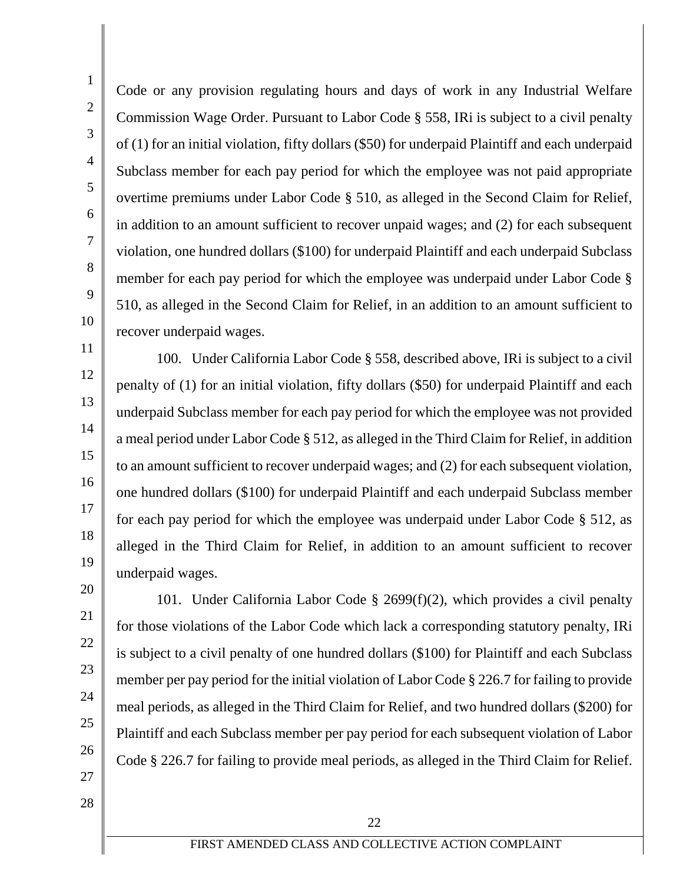Code or any provision regulating hours and days of work in any Industrial Welfare Commission Wage Order. Pursuant to Labor Code § 558, IRi is subject to a civil penalty of (1) for an initial violation, fifty dollars ($50) for underpaid Plaintiff and each underpaid Subclass member for each pay period for which the employee was not paid appropriate overtime premiums under Labor Code § 510, as alleged in the Second Claim for Relief, in addition to an amount sufficient to recover unpaid wages; and (2) for each subsequent violation, one hundred dollars ($100) for underpaid Plaintiff and each underpaid Subclass member for each pay period for which the employee was underpaid under Labor Code § 510, as alleged in the Second Claim for Relief, in an addition to an amount sufficient to recover underpaid wages.

100. Under California Labor Code § 558, described above, IRi is subject to a civil penalty of (1) for an initial violation, fifty dollars ($50) for underpaid Plaintiff and each underpaid Subclass member for each pay period for which the employee was not provided a meal period under Labor Code § 512, as alleged in the Third Claim for Relief, in addition to an amount sufficient to recover underpaid wages; and (2) for each subsequent violation, one hundred dollars ($100) for underpaid Plaintiff and each underpaid Subclass member for each pay period for which the employee was underpaid under Labor Code § 512, as alleged in the Third Claim for Relief, in addition to an amount sufficient to recover underpaid wages.

101. Under California Labor Code § 2699(f)(2), which provides a civil penalty for those violations of the Labor Code which lack a corresponding statutory penalty, IRi is subject to a civil penalty of one hundred dollars ($100) for Plaintiff and each Subclass member per pay period for the initial violation of Labor Code § 226.7 for failing to provide meal periods, as alleged in the Third Claim for Relief, and two hundred dollars ($200) for Plaintiff and each Subclass member per pay period for each subsequent violation of Labor Code § 226.7 for failing to provide meal periods, as alleged in the Third Claim for Relief.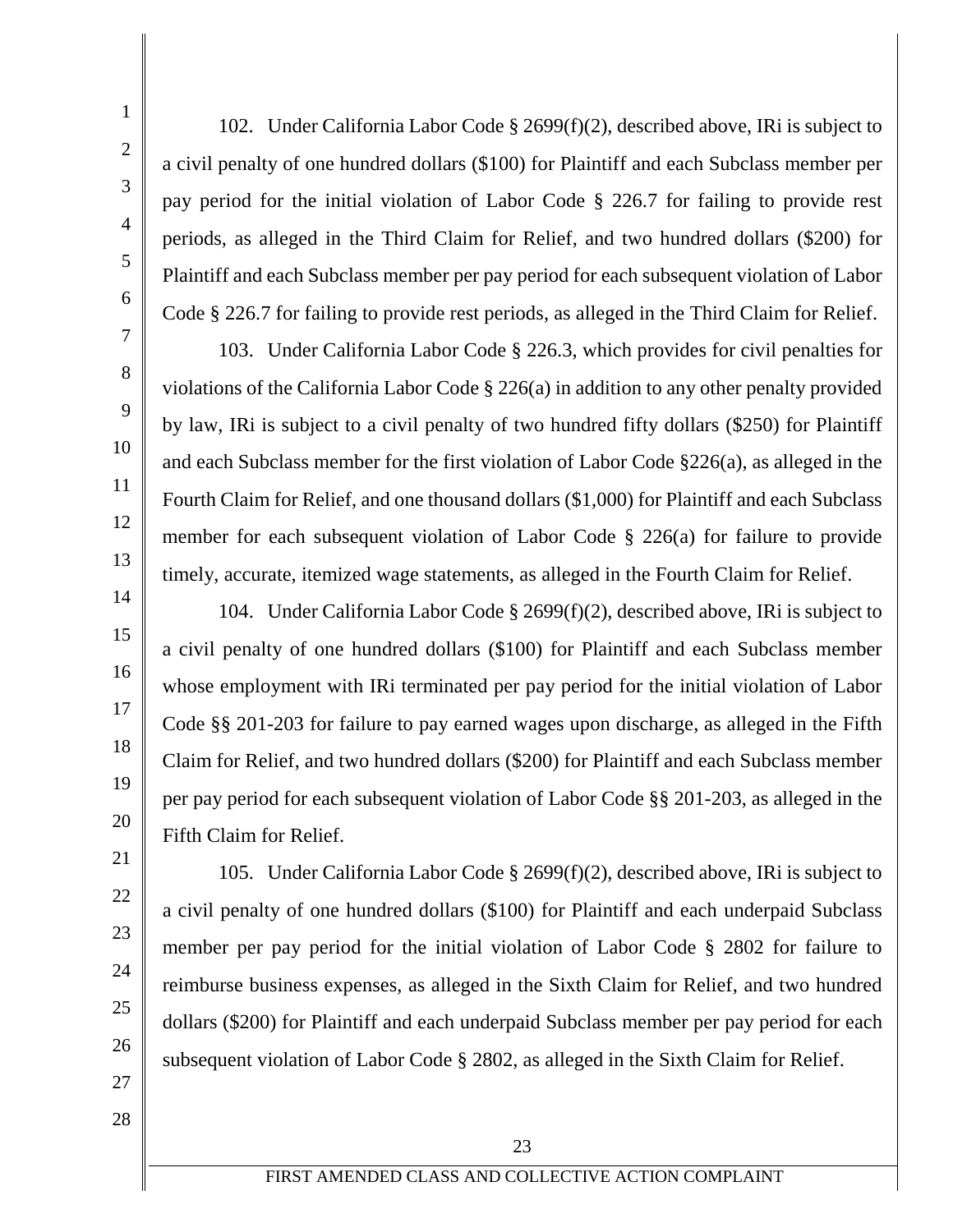102. Under California Labor Code § 2699(f)(2), described above, IRi is subject to a civil penalty of one hundred dollars ($100) for Plaintiff and each Subclass member per pay period for the initial violation of Labor Code § 226.7 for failing to provide rest periods, as alleged in the Third Claim for Relief, and two hundred dollars ($200) for Plaintiff and each Subclass member per pay period for each subsequent violation of Labor Code § 226.7 for failing to provide rest periods, as alleged in the Third Claim for Relief.

103. Under California Labor Code § 226.3, which provides for civil penalties for violations of the California Labor Code § 226(a) in addition to any other penalty provided by law, IRi is subject to a civil penalty of two hundred fifty dollars ($250) for Plaintiff and each Subclass member for the first violation of Labor Code §226(a), as alleged in the Fourth Claim for Relief, and one thousand dollars ($1,000) for Plaintiff and each Subclass member for each subsequent violation of Labor Code § 226(a) for failure to provide timely, accurate, itemized wage statements, as alleged in the Fourth Claim for Relief.

104. Under California Labor Code § 2699(f)(2), described above, IRi is subject to a civil penalty of one hundred dollars ($100) for Plaintiff and each Subclass member whose employment with IRi terminated per pay period for the initial violation of Labor Code §§ 201-203 for failure to pay earned wages upon discharge, as alleged in the Fifth Claim for Relief, and two hundred dollars ($200) for Plaintiff and each Subclass member per pay period for each subsequent violation of Labor Code §§ 201-203, as alleged in the Fifth Claim for Relief.

105. Under California Labor Code § 2699(f)(2), described above, IRi is subject to a civil penalty of one hundred dollars ($100) for Plaintiff and each underpaid Subclass member per pay period for the initial violation of Labor Code § 2802 for failure to reimburse business expenses, as alleged in the Sixth Claim for Relief, and two hundred dollars ($200) for Plaintiff and each underpaid Subclass member per pay period for each subsequent violation of Labor Code § 2802, as alleged in the Sixth Claim for Relief.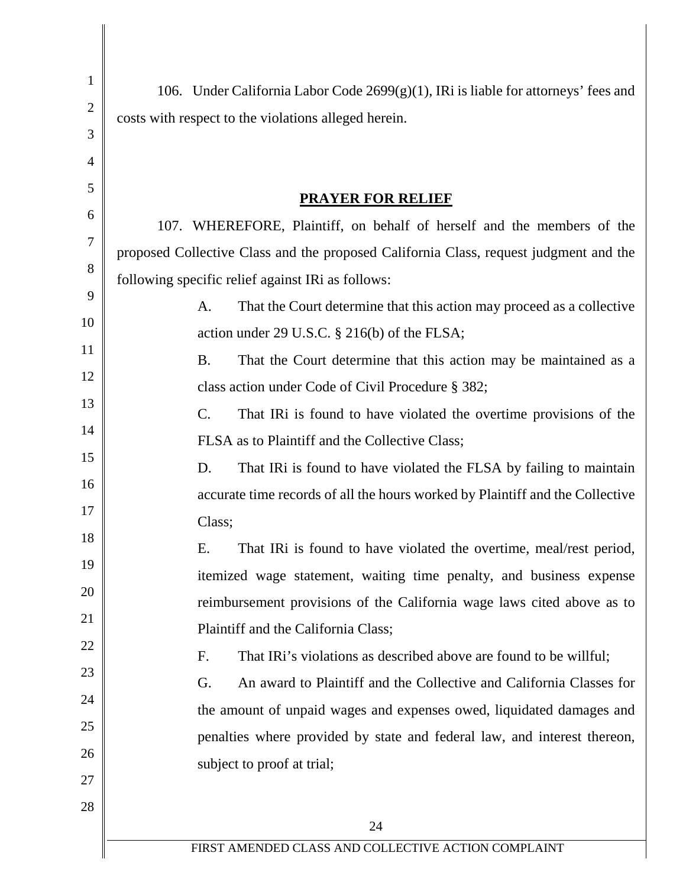106. Under California Labor Code 2699(g)(1), IRi is liable for attorneys' fees and costs with respect to the violations alleged herein.

## PRAYER FOR RELIEF

107. WHEREFORE, Plaintiff, on behalf of herself and the members of the proposed Collective Class and the proposed California Class, request judgment and the following specific relief against IRi as follows:

A. That the Court determine that this action may proceed as a collective action under 29 U.S.C. § 216(b) of the FLSA;

B. That the Court determine that this action may be maintained as a class action under Code of Civil Procedure § 382;

C. That IRi is found to have violated the overtime provisions of the FLSA as to Plaintiff and the Collective Class;

D. That IRi is found to have violated the FLSA by failing to maintain accurate time records of all the hours worked by Plaintiff and the Collective Class;

E. That IRi is found to have violated the overtime, meal/rest period, itemized wage statement, waiting time penalty, and business expense reimbursement provisions of the California wage laws cited above as to Plaintiff and the California Class;

F. That IRi's violations as described above are found to be willful;

G. An award to Plaintiff and the Collective and California Classes for the amount of unpaid wages and expenses owed, liquidated damages and penalties where provided by state and federal law, and interest thereon, subject to proof at trial;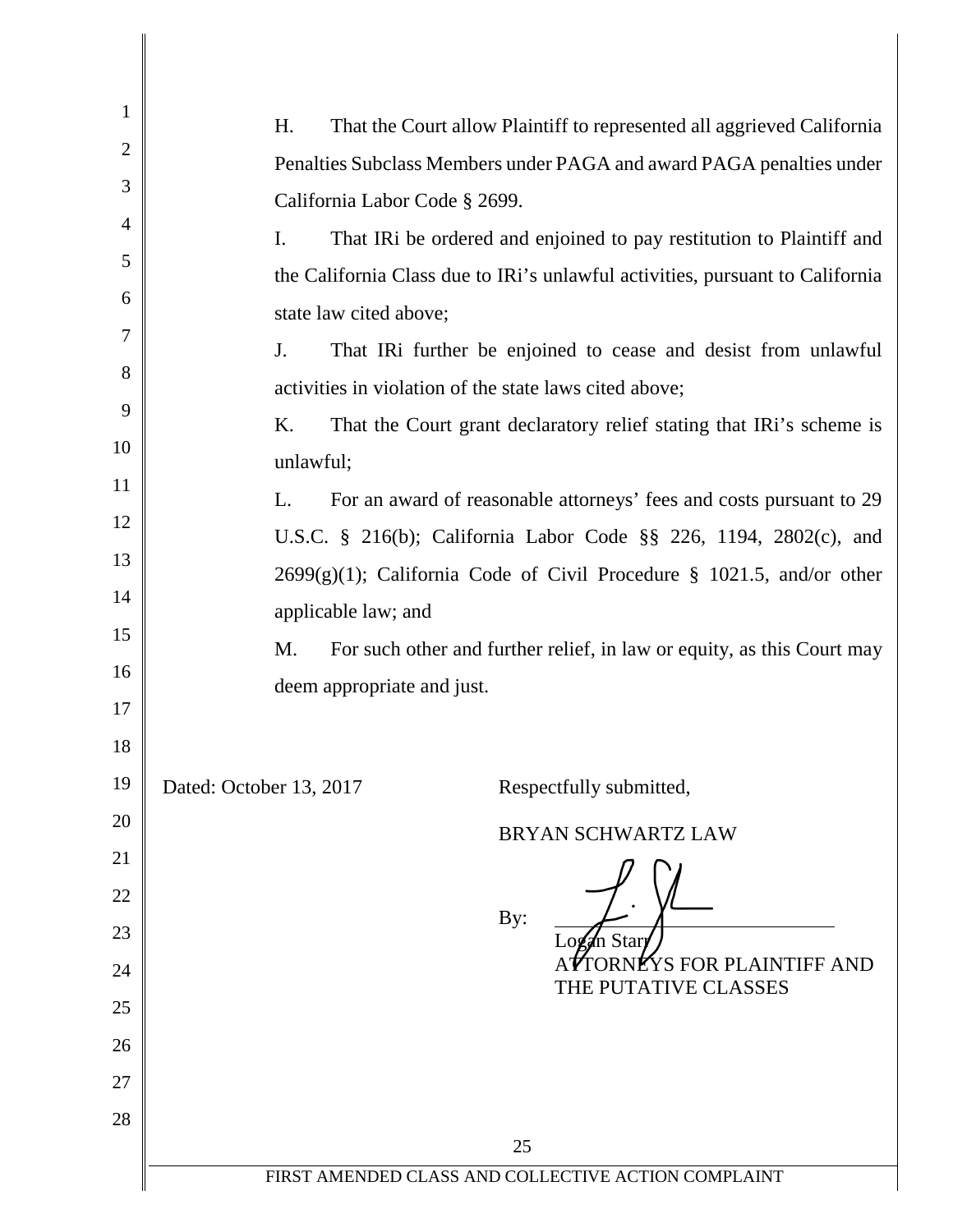H. That the Court allow Plaintiff to represented all aggrieved California Penalties Subclass Members under PAGA and award PAGA penalties under California Labor Code § 2699.

I. That IRi be ordered and enjoined to pay restitution to Plaintiff and the California Class due to IRi's unlawful activities, pursuant to California state law cited above;

J. That IRi further be enjoined to cease and desist from unlawful activities in violation of the state laws cited above;

K. That the Court grant declaratory relief stating that IRi's scheme is unlawful;

L. For an award of reasonable attorneys' fees and costs pursuant to 29 U.S.C. § 216(b); California Labor Code §§ 226, 1194, 2802(c), and 2699(g)(1); California Code of Civil Procedure § 1021.5, and/or other applicable law; and

M. For such other and further relief, in law or equity, as this Court may deem appropriate and just.

Dated: October 13, 2017

Respectfully submitted,

BRYAN SCHWARTZ LAW

By: ______________________

Logan Starr
ATTORNEYS FOR PLAINTIFF AND THE PUTATIVE CLASSES